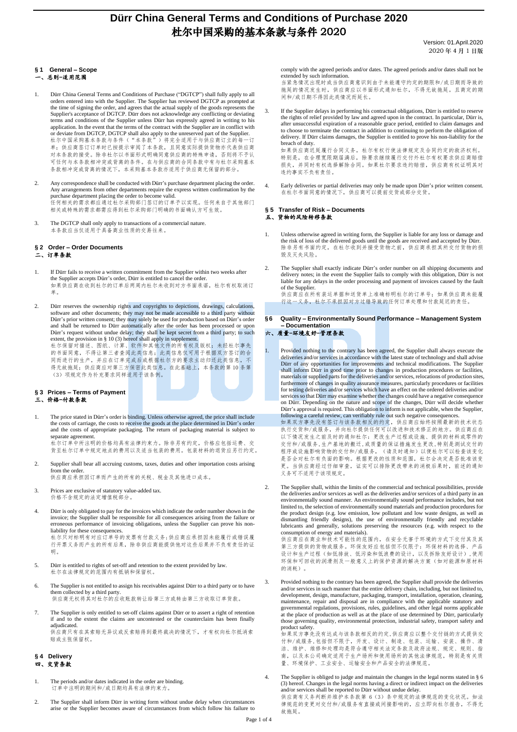# Dürr China General Terms and Conditions of Purchase 2020
# 杜尔中国采购的基本条款与条件 2020

Version: 01.April.2020
2020 年 4 月 1 日版

## § 1 General – Scope
## 一、总则-适用范围

1. Dürr China General Terms and Conditions of Purchase ("DGTCP") shall fully apply to all orders entered into with the Supplier. The Supplier has reviewed DGTCP as prompted at the time of signing the order, and agrees that the actual supply of the goods represents the Supplier's acceptance of DGTCP. Dürr does not acknowledge any conflicting or deviating terms and conditions of the Supplier unless Dürr has expressly agreed in writing to his application. In the event that the terms of the contract with the Supplier are in conflict with or deviate from DGTCP, DGTCP shall also apply to the unreserved part of the Supplier.
杜尔中国采购基本条款与条件（"本条款"）将完全适用于与供应商订立的每一订单；供应商签订订单时已按提示审阅了本条款，且同意实际提供货物亦代表供应商对本条款的接受。除非杜尔以书面形式明确同意供应商的特殊申请，否则将不予认可任何与本条款相冲突或背离的条件。在与供应商的合同条款中有与杜尔采购基本条款相冲突或背离的情况下，本采购基本条款亦适用于供应商无保留的部分。

2. Any correspondence shall be conducted with Dürr's purchase department placing the order. Any arrangements from other departments require the express written confirmation by the purchase department placing the order to become valid.
任何相关的需求都应通过杜尔采购部门签订的订单予以实现。任何来自于其他部门相关或特殊的需求都需应得到杜尔采购部门明确的书面确认方可生效。

3. The DGTCP shall only apply to transactions of a commercial nature.
本条款应当仅适用于具备商业性质的交易往来。

## § 2 Order – Order Documents
## 二、订单条款

1. If Dürr fails to receive a written commitment from the Supplier within two weeks after the Supplier accepts Dürr's order, Dürr is entitled to cancel the order.
如果供应商在收到杜尔的订单后两周内杜尔未收到对方书面承诺，杜尔有权取消订单。

2. Dürr reserves the ownership rights and copyrights to depictions, drawings, calculations, software and other documents; they may not be made accessible to a third party without Dürr's prior written consent; they may solely be used for production based on Dürr's order and shall be returned to Dürr automatically after the order has been processed or upon Dürr's request without undue delay; they shall be kept secret from a third party; to such extent, the provision in § 10 (3) hereof shall apply in supplement.
杜尔保留对描述、图纸、计算、软件和其他文件的所有权及版权；未经杜尔事先的书面同意，不得让第三者查阅此类信息；此类信息仅可用于根据双方签订的合同而进行的生产，并应在订单完成后或根据杜尔方的要求主动归还此类信息，不得无故拖延；供应商应对第三方保密此类信息。在此基础上，本条款的第 10 条第（3）项规定作为补充要求同样适用于该条例。

## § 3 Prices – Terms of Payment
## 三、价格-付款条款

1. The price stated in Dürr's order is binding. Unless otherwise agreed, the price shall include the costs of carriage, the costs to receive the goods at the place determined in Dürr's order and the costs of appropriate packaging. The return of packaging material is subject to separate agreement.
杜尔订单中所注明的价格均具有法律约束力。除非另有约定，价格应包括运费、交货至杜尔订单中规定地点的费用以及适当包装的费用。包装材料的退货应另行约定。

2. Supplier shall bear all accruing customs, taxes, duties and other importation costs arising from the order.
供应商应承担因订单而产生的所有的关税、税金及其他进口成本。

3. Prices are exclusive of statutory value-added tax.
价格不含规定的法定增值税部分。

4. Dürr is only obligated to pay for the invoices which indicate the order number shown in the invoice; the Supplier shall be responsible for all consequences arising from the failure or erroneous performance of invoicing obligations, unless the Supplier can prove his non-liability for these consequences.
杜尔只对标明有对应订单号的发票有付款义务;供应商应承担因未能履行或错误履行开票义务而产生的所有后果，除非供应商能提供他对这些后果并不负有责任的证明。

5. Dürr is entitled to rights of set-off and retention to the extent provided by law.
杜尔在法律规定的范围内有抵销和保留权。

6. The Supplier is not entitled to assign his receivables against Dürr to a third party or to have them collected by a third party.
供应商无权将其对杜尔的应收账款转让给第三方或转由第三方收取订单货款。

7. The Supplier is only entitled to set-off claims against Dürr or to assert a right of retention if and to the extent the claims are uncontested or the counterclaim has been finally adjudicated.
供应商只有在其索赔无异议或反索赔得到最终裁决的情况下，才有权向杜尔抵消索赔或主张保留权。

## § 4 Delivery
## 四、交货条款

1. The periods and/or dates indicated in the order are binding.
订单中注明的期间和/或日期均具有法律约束力。

2. The Supplier shall inform Dürr in writing form without undue delay when circumstances arise or the Supplier becomes aware of circumstances from which follow his failure to comply with the agreed periods and/or dates. The agreed periods and/or dates shall not be extended by such information.
当紧急情况出现时或当供应商意识到由于未能遵守约定的期限和/或日期而导致的拖延的情况发生时，供应商应以书面形式通知杜尔，不得无故拖延。且商定的期间和/或日期不得因此类情况而延长。

3. If the Supplier delays in performing his contractual obligations, Dürr is entitled to reserve the rights of relief provided by law and agreed upon in the contract. In particular, Dürr is, after unsuccessful expiration of a reasonable grace period, entitled to claim damages and to choose to terminate the contract in addition to continuing to perform the obligation of delivery. If Dürr claims damages, the Supplier is entitled to prove his non-liability for the breach of duty.
如果供应商延迟履行合同义务，杜尔有权行使法律规定及合同约定的救济权利。特别是，在合理宽限期届满后，除要求继续履行交付外杜尔有权要求供应商赔偿损失，并同时有权选择解除合同。如果杜尔要求违约赔偿，供应商有权证明其对违约事实不负有责任。

4. Early deliveries or partial deliveries may only be made upon Dürr's prior written consent.
在杜尔书面同意的情况下，供应商可以提前交货或部分交货。

## § 5 Transfer of Risk – Documents
## 五、货物的风险转移条款

1. Unless otherwise agreed in writing form, the Supplier is liable for any loss or damage and the risk of loss of the delivered goods until the goods are received and accepted by Dürr.
除非另有书面约定，在杜尔收到并接受货物之前，供应商承担其所交付货物的损毁及灭失风险。

2. The Supplier shall exactly indicate Dürr's order number on all shipping documents and delivery notes; in the event the Supplier fails to comply with this obligation, Dürr is not liable for any delays in the order processing and payment of invoices caused by the fault of the Supplier.
供应商应在所有装运单据和送货单上准确标明杜尔的订单号；如果供应商未能履行这一义务，杜尔不承担因对方过错导致的任何订单处理和付款延迟的责任。

## §6 Quality – Environmentally Sound Performance – Management System – Documentation
## 六、质量-环境友好-管理条款

1. Provided nothing to the contrary has been agreed, the Supplier shall always execute the deliveries and/or services in accordance with the latest state of technology and shall advise Dürr of any opportunities for improvements and technical modifications. The Supplier shall inform Dürr in good time prior to changes in production procedures or facilities, materials or supplied parts for the deliveries and/or services, relocations of production sites, furthermore of changes in quality assurance measures, particularly procedures or facilities for testing deliveries and/or services which have an effect on the ordered deliveries and/or services so that Dürr may examine whether the changes could have a negative consequence on Dürr. Depending on the nature and scope of the changes, Dürr will decide whether Dürr's approval is required. This obligation to inform is not applicable, when the Supplier, following a careful review, can verifiably rule out such negative consequences.
如果双方事先没有签订与该条款相反的约定，供应商应始终按照最新的技术状态执行交货和/或服务，并向杜尔提供任何可以改进和技术修正的地方。供应商应在以下情况发生之前及时的通知杜尔：更改生产过程或设施、提供的材料或零件的交付和/或服务，生产基地的搬迁，或质量的保证措施发生更改，特别是测试交付的程序或设施影响货物的交付和/或服务，（请及时通知）以便杜尔可以检查该变化是否会对杜尔有负面的影响。根据更改的性质和范围，杜尔会决定是否批准该变更。当供应商经过仔细审查，证实可以排除更改带来的消极后果时，前述的通知义务不适用于该项规定。

2. The Supplier shall, within the limits of the commercial and technical possibilities, provide the deliveries and/or services as well as the deliveries and/or services of a third party in an environmentally sound manner. An environmentally sound performance includes, but not limited to, the selection of environmentally sound materials and production procedures for the product design (e.g. low emission, low pollutant and low waste designs, as well as dismantling friendly designs), the use of environmentally friendly and recyclable lubricants and generally, solutions preserving the resources (e.g. with respect to the consumption of energy and materials).
供应商应在商业和技术可能性的范围内，在安全无害于环境的方式下交付其及其第三方提供的货物或服务。环保友好包括但不仅限于：环保材料的选择、产品设计和生产过程（如低排放、低污染和低浪费的设计，以及拆除友好设计），使用环保和可回收的润滑剂及一般意义上的保护资源的解决方案（如对能源和原材料的消耗）。

3. Provided nothing to the contrary has been agreed, the Supplier shall provide the deliveries and/or services in such manner that the entire delivery chain, including, but not limited to, development, design, manufacture, packaging, transport, installation, operation, cleaning, maintenance, repair and disposal are in compliance with the applicable statutory and governmental regulations, provisions, rules, guidelines, and other legal norms applicable at the place of production as well as at the place of use determined by Dürr, particularly those governing quality, environmental protection, industrial safety, transport safety and product safety.
如果双方事先没有达成与该条款相反的约定，供应商应以整个交付链的方式提供交付和/或服务，包括但不限于，开发、设计、制造、包装、运输、安装、操作、清洁、维护、维修和处理均是符合遵守相关法定条款及政府法规、规定、规则、指南，以及本公司确定适用于生产场所和使用场所的其他法律规范，特别是有关质量、环境保护、工业安全、运输安全和产品安全的法律规范。

4. The Supplier is obliged to judge and maintain the changes in the legal norms stated in § 6 (3) hereof. Changes in the legal norms having a direct or indirect impact on the deliveries and/or services shall be reported to Dürr without undue delay.
供应商有义务判断并维护本条款第 6（3）条中规定的法律规范的变化状况。如法律规范的变更对交付和/或服务有直接或间接影响的，应立即向杜尔报告，不得无故拖延。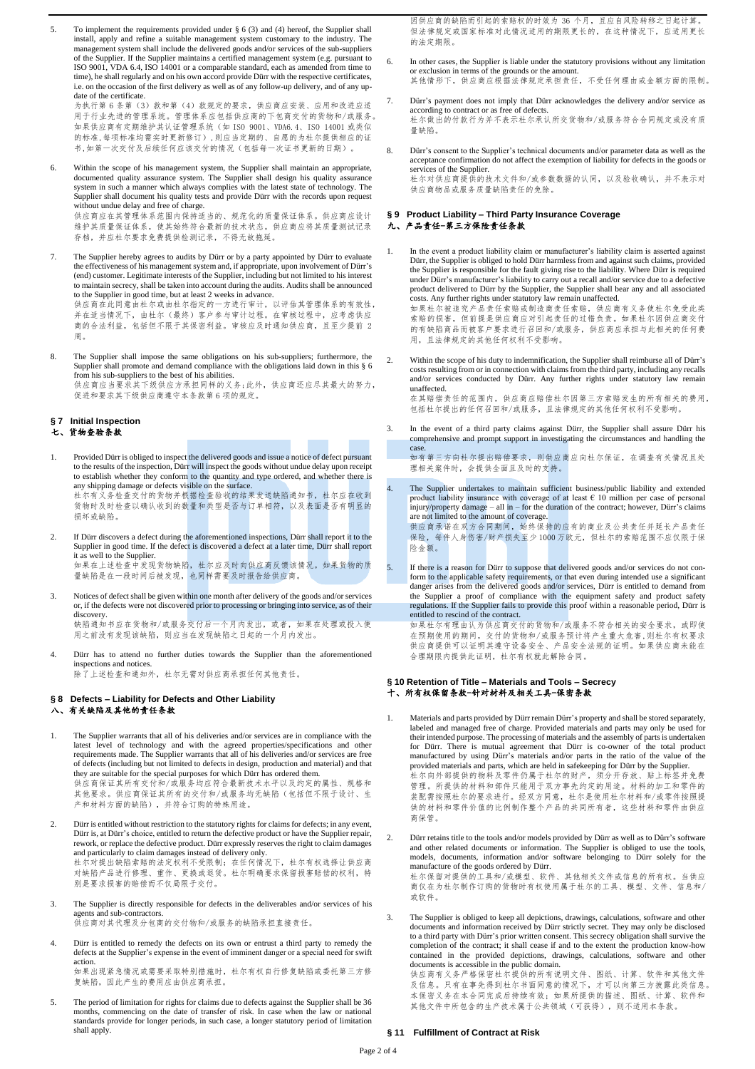5. To implement the requirements provided under § 6 (3) and (4) hereof, the Supplier shall install, apply and refine a suitable management system customary to the industry. The management system shall include the delivered goods and/or services of the sub-suppliers of the Supplier. If the Supplier maintains a certified management system (e.g. pursuant to ISO 9001, VDA 6.4, ISO 14001 or a comparable standard, each as amended from time to time), he shall regularly and on his own accord provide Dürr with the respective certificates, i.e. on the occasion of the first delivery as well as of any follow-up delivery, and of any update of the certificate.
为执行第 6 条第（3）款和第（4）款规定的要求，供应商应安装、应用和改进适用于行业先进的管理系统。管理体系应包括供应商的下包商交付的货物和/或服务。如果供应商有定期维护认证管理系统（如 ISO 9001、VDA6.4、ISO 14001 或类似的标准，每项标准均需实时更新修订），则应当定期的、自愿的为杜尔提供相应的证书，如第一次交付及后续任何应该交付的情况（包括每一次证书更新的日期）。

6. Within the scope of his management system, the Supplier shall maintain an appropriate, documented quality assurance system. The Supplier shall design his quality assurance system in such a manner which always complies with the latest state of technology. The Supplier shall document his quality tests and provide Dürr with the records upon request without undue delay and free of charge.
供应商应在其管理体系范围内保持适当的、规范化的质量保证体系。供应商应设计维护其质量保证体系，使其始终符合最新的技术状态。供应商应将其质量测试记录存档，并应杜尔要求免费提供检测记录，不得无故拖延。

7. The Supplier hereby agrees to audits by Dürr or by a party appointed by Dürr to evaluate the effectiveness of his management system and, if appropriate, upon involvement of Dürr's (end) customer. Legitimate interests of the Supplier, including but not limited to his interest to maintain secrecy, shall be taken into account during the audits. Audits shall be announced to the Supplier in good time, but at least 2 weeks in advance.
供应商在此同意由杜尔或由杜尔指定的一方进行审计，以评估其管理体系的有效性，并在适当情况下，由杜尔（最终）客户参与审计过程。在审核过程中，应考虑供应商的合法利益，包括但不限于其保密利益。审核应及时通知供应商，且至少提前 2 周。

8. The Supplier shall impose the same obligations on his sub-suppliers; furthermore, the Supplier shall promote and demand compliance with the obligations laid down in this § 6 from his sub-suppliers to the best of his abilities.
供应商应当要求其下级供应方承担同样的义务；此外，供应商还应尽其最大的努力，促进和要求其下级供应商遵守本条款第 6 项的规定。

## § 7 Initial Inspection
## 七、货物查验条款

1. Provided Dürr is obliged to inspect the delivered goods and issue a notice of defect pursuant to the results of the inspection, Dürr will inspect the goods without undue delay upon receipt to establish whether they conform to the quantity and type ordered, and whether there is any shipping damage or defects visible on the surface.
杜尔有义务检查交付的货物并根据检查验收的结果发送缺陷通知书，杜尔应在收到货物时及时检查以确认收到的数量和类型是否与订单相符，以及表面是否有明显的损坏或缺陷。

2. If Dürr discovers a defect during the aforementioned inspections, Dürr shall report it to the Supplier in good time. If the defect is discovered a defect at a later time, Dürr shall report it as well to the Supplier.
如果在上述检查中发现货物缺陷，杜尔应及时向供应商反馈该情况。如果货物的质量缺陷是在一段时间后被发现，也同样需要及时报告给供应商。

3. Notices of defect shall be given within one month after delivery of the goods and/or services or, if the defects were not discovered prior to processing or bringing into service, as of their discovery.
缺陷通知书应在货物和/或服务交付后一个月内发出，或者，如果在处理或投入使用之前没有发现该缺陷，则应当在发现缺陷之日起的一个月内发出。

4. Dürr has to attend no further duties towards the Supplier than the aforementioned inspections and notices.
除了上述检查和通知外，杜尔无需对供应商承担任何其他责任。

## § 8 Defects – Liability for Defects and Other Liability
## 八、有关缺陷及其他的责任条款

1. The Supplier warrants that all of his deliveries and/or services are in compliance with the latest level of technology and with the agreed properties/specifications and other requirements made. The Supplier warrants that all of his deliveries and/or services are free of defects (including but not limited to defects in design, production and material) and that they are suitable for the special purposes for which Dürr has ordered them.
供应商保证其所有交付和/或服务均应符合最新技术水平以及约定的属性、规格和其他要求。供应商保证其所有的交付和/或服务均无缺陷（包括但不限于设计、生产和材料方面的缺陷），并符合订购的特殊用途。

2. Dürr is entitled without restriction to the statutory rights for claims for defects; in any event, Dürr is, at Dürr's choice, entitled to return the defective product or have the Supplier repair, rework, or replace the defective product. Dürr expressly reserves the right to claim damages and particularly to claim damages instead of delivery only.
杜尔对提出缺陷索赔的法定权利不受限制；在任何情况下，杜尔有权选择让供应商对缺陷产品进行修理、重作、更换或退货。杜尔明确要求保留损害赔偿的权利，特别是要求损害的赔偿而不仅局限于交付。

3. The Supplier is directly responsible for defects in the deliverables and/or services of his agents and sub-contractors.
供应商对其代理及分包商的交付物和/或服务的缺陷承担直接责任。

4. Dürr is entitled to remedy the defects on its own or entrust a third party to remedy the defects at the Supplier's expense in the event of imminent danger or a special need for swift action.
如果出现紧急情况或需要采取特别措施时，杜尔有权自行修复缺陷或委托第三方修复缺陷，因此产生的费用应由供应商承担。

5. The period of limitation for rights for claims due to defects against the Supplier shall be 36 months, commencing on the date of transfer of risk. In case when the law or national standards provide for longer periods, in such case, a longer statutory period of limitation shall apply.
因供应商的缺陷而引起的索赔权的时效为 36 个月，且应自风险转移之日起计算。但法律规定或国家标准对此情况适用的期限更长的，在这种情况下，应适用更长的法定期限。

6. In other cases, the Supplier is liable under the statutory provisions without any limitation or exclusion in terms of the grounds or the amount.
其他情形下，供应商应根据法律规定承担责任，不受任何理由或金额方面的限制。

7. Dürr's payment does not imply that Dürr acknowledges the delivery and/or service as according to contract or as free of defects.
杜尔做出的付款行为并不表示杜尔承认所交货物和/或服务符合合同规定或没有质量缺陷。

8. Dürr's consent to the Supplier's technical documents and/or parameter data as well as the acceptance confirmation do not affect the exemption of liability for defects in the goods or services of the Supplier.
杜尔对供应商提供的技术文件和/或参数数据的认同，以及验收确认，并不表示对供应商物品或服务质量缺陷责任的免除。

## § 9 Product Liability – Third Party Insurance Coverage
## 九、产品责任-第三方保险责任条款

1. In the event a product liability claim or manufacturer's liability claim is asserted against Dürr, the Supplier is obliged to hold Dürr harmless from and against such claims, provided the Supplier is responsible for the fault giving rise to the liability. Where Dürr is required under Dürr's manufacturer's liability to carry out a recall and/or service due to a defective product delivered to Dürr by the Supplier, the Supplier shall bear any and all associated costs. Any further rights under statutory law remain unaffected.
如果杜尔被追究产品责任索赔或制造商责任索赔，供应商有义务使杜尔免受此类索赔的损害，但前提是供应商应对引起责任的过错负责。如果杜尔因供应商交付的有缺陷商品而被客户要求进行召回和/或服务，供应商应承担与此相关的任何费用，且法律规定的其他任何权利不受影响。

2. Within the scope of his duty to indemnification, the Supplier shall reimburse all of Dürr's costs resulting from or in connection with claims from the third party, including any recalls and/or services conducted by Dürr. Any further rights under statutory law remain unaffected.
在其赔偿责任的范围内，供应商应赔偿杜尔因第三方索赔发生的所有相关的费用，包括杜尔提出的任何召回和/或服务，且法律规定的其他任何权利不受影响。

3. In the event of a third party claims against Dürr, the Supplier shall assure Dürr his comprehensive and prompt support in investigating the circumstances and handling the case.
如有第三方向杜尔提出赔偿要求，则供应商应向杜尔保证，在调查有关情况且处理相关案件时，会提供全面及时的支持。

4. The Supplier undertakes to maintain sufficient business/public liability and extended product liability insurance with coverage of at least € 10 million per case of personal injury/property damage – all in – for the duration of the contract; however, Dürr's claims are not limited to the amount of coverage.
供应商承诺在双方合同期间，始终保持的应有的商业及公共责任并延长产品责任保险，每件人身伤害/财产损失至少 1000 万欧元，但杜尔的索赔范围不应仅限于保险金额。

5. If there is a reason for Dürr to suppose that delivered goods and/or services do not conform to the applicable safety requirements, or that even during intended use a significant danger arises from the delivered goods and/or services, Dürr is entitled to demand from the Supplier a proof of compliance with the equipment safety and product safety regulations. If the Supplier fails to provide this proof within a reasonable period, Dürr is entitled to rescind of the contract.
如果杜尔有理由认为供应商交付的货物和/或服务不符合相关的安全要求，或即使在预期使用的期间，交付的货物和/或服务预计将产生重大危害，则杜尔有权要求供应商提供可以证明其遵守设备安全、产品安全法规的证明。如果供应商未能在合理期限内提供此证明，杜尔有权就此解除合同。

## § 10 Retention of Title – Materials and Tools – Secrecy
## 十、所有权保留条款-针对材料及相关工具-保密条款

1. Materials and parts provided by Dürr remain Dürr's property and shall be stored separately, labeled and managed free of charge. Provided materials and parts may only be used for their intended purpose. The processing of materials and the assembly of parts is undertaken for Dürr. There is mutual agreement that Dürr is co-owner of the total product manufactured by using Dürr's materials and/or parts in the ratio of the value of the provided materials and parts, which are held in safekeeping for Dürr by the Supplier.
杜尔向外部提供的物料及零件仍属于杜尔的财产，须分开存放、贴上标签并免费管理。所提供的材料和部件只能用于双方事先约定的用途。材料的加工和零件的装配需按照杜尔的要求进行。经双方同意，杜尔是使用杜尔材料和/或零件按照提供的材料和零件价值的比例制作整个产品的共同所有者，这些材料和零件由供应商保管。

2. Dürr retains title to the tools and/or models provided by Dürr as well as to Dürr's software and other related documents or information. The Supplier is obliged to use the tools, models, documents, information and/or software belonging to Dürr solely for the manufacture of the goods ordered by Dürr.
杜尔保留对提供的工具和/或模型、软件、其他相关文件或信息的所有权。当供应商仅在为杜尔制作订购的货物时有权使用属于杜尔的工具、模型、文件、信息和/或软件。

3. The Supplier is obliged to keep all depictions, drawings, calculations, software and other documents and information received by Dürr strictly secret. They may only be disclosed to a third party with Dürr's prior written consent. This secrecy obligation shall survive the completion of the contract; it shall cease if and to the extent the production know-how contained in the provided depictions, drawings, calculations, software and other documents is accessible in the public domain.
供应商有义务严格保密杜尔提供的所有说明文件、图纸、计算、软件和其他文件及信息。只有在事先得到杜尔书面同意的情况下，才可以向第三方披露此类信息。本保密义务在本合同完成后持续有效；如果所提供的描述、图纸、计算、软件和其他文件中所包含的生产技术属于公共领域（可获得），则不适用本条款。

## § 11 Fulfillment of Contract at Risk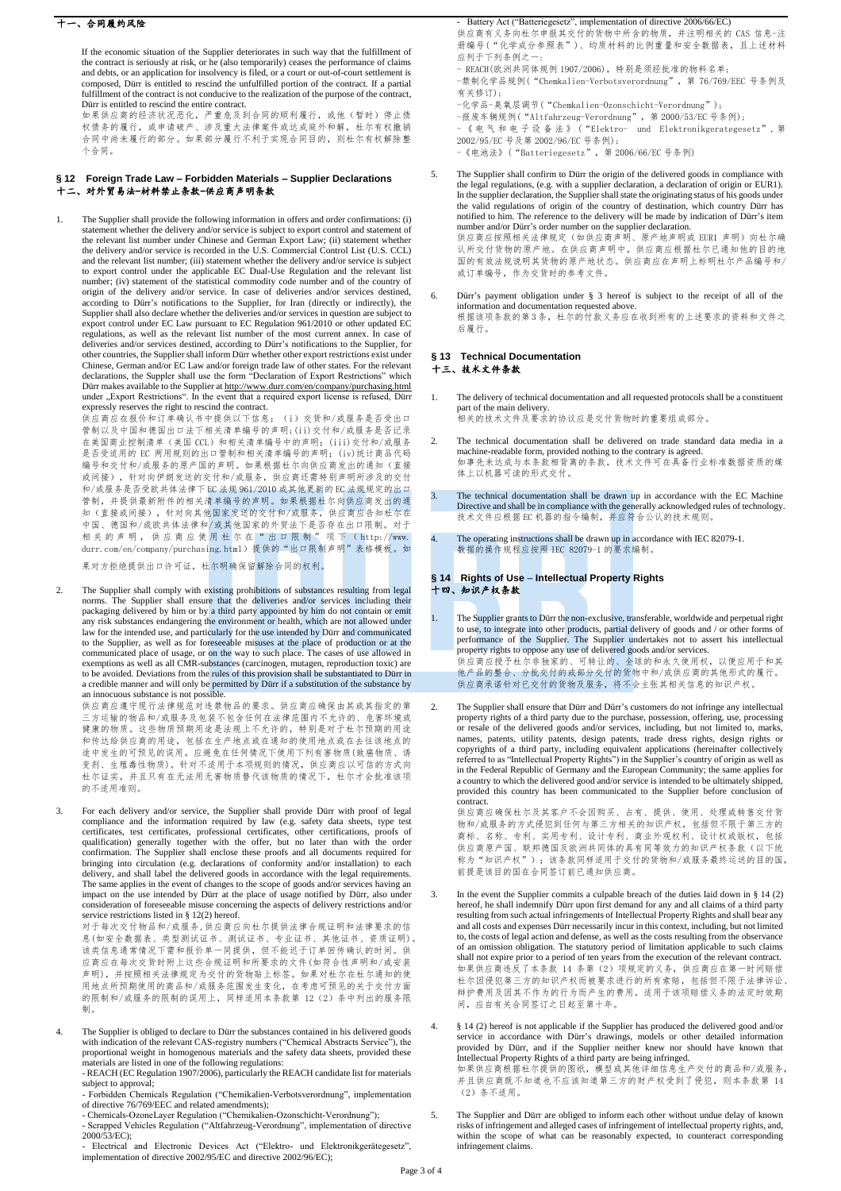## 十一、合同履约风险

If the economic situation of the Supplier deteriorates in such way that the fulfillment of the contract is seriously at risk, or he (also temporarily) ceases the performance of claims and debts, or an application for insolvency is filed, or a court or out-of-court settlement is composed, Dürr is entitled to rescind the unfulfilled portion of the contract. If a partial fulfillment of the contract is not conducive to the realization of the purpose of the contract, Dürr is entitled to rescind the entire contract.

如果供应商的经济状况恶化，严重危及到合同的顺利履行，或他（暂时）停止债权债务的履行，或申请破产、涉及重大法律案件或达成庭外和解，杜尔有权撤销合同中尚未履行的部分。如果部分履行不利于实现合同目的，则杜尔有权解除整个合同。

## § 12 Foreign Trade Law – Forbidden Materials – Supplier Declarations
## 十二、对外贸易法-材料禁止条款-供应商声明条款

1. The Supplier shall provide the following information in offers and order confirmations: (i) statement whether the delivery and/or service is subject to export control and statement of the relevant list number under Chinese and German Export Law; (ii) statement whether the delivery and/or service is recorded in the U.S. Commercial Control List (U.S. CCL) and the relevant list number; (iii) statement whether the delivery and/or service is subject to export control under the applicable EC Dual-Use Regulation and the relevant list number; (iv) statement of the statistical commodity code number and of the country of origin of the delivery and/or service. In case of deliveries and/or services destined, according to Dürr's notifications to the Supplier, for Iran (directly or indirectly), the Supplier shall also declare whether the deliveries and/or services in question are subject to export control under EC Law pursuant to EC Regulation 961/2010 or other updated EC regulations, as well as the relevant list number of the most current annex. In case of deliveries and/or services destined, according to Dürr's notifications to the Supplier, for other countries, the Supplier shall inform Dürr whether other export restrictions exist under Chinese, German and/or EC Law and/or foreign trade law of other states. For the relevant declarations, the Suppler shall use the form "Declaration of Export Restrictions" which Dürr makes available to the Supplier at http://www.durr.com/en/company/purchasing.html under „Export Restrictions". In the event that a required export license is refused, Dürr expressly reserves the right to rescind the contract.

   供应商应在报价和订单确认书中提供以下信息：（i）交货和/或服务是否受出口管制以及中国和德国出口法下相关清单编号的声明;（ii）交付和/或服务是否记录在美国商业控制清单（美国 CCL）和相关清单编号中的声明;（iii）交付和/或服务是否受适用的 EC 两用规则的出口管制和相关清单编号的声明;（iv）统计商品代码编号和交付和/或服务的原产国的声明。如果根据杜尔向供应商发出的通知（直接或间接），针对向伊朗发送的交付和/或服务，供应商还需特别声明所涉及的交付和/或服务是否受欧共体法律下 EC 法规 961/2010 或其他更新的 EC 法规规定的出口管制，并提供最新附件的相关清单编号的声明。如果根据杜尔向供应商发出的通知（直接或间接），针对向其他国家发送的交付和/或服务，供应商应告知杜尔在中国、德国和/或欧共体法律和/或其他国家的外贸法下是否存在出口限制。对于相关的声明，供应商应使用杜尔在"出口限制"项下（http://www.durr.com/en/company/purchasing.html）提供的"出口限制声明"表格模板。如果对方拒绝提供出口许可证，杜尔明确保留解除合同的权利。

2. The Supplier shall comply with existing prohibitions of substances resulting from legal norms. The Supplier shall ensure that the deliveries and/or services including their packaging delivered by him or by a third party appointed by him do not contain or emit any risk substances endangering the environment or health, which are not allowed under law for the intended use, and particularly for the use intended by Dürr and communicated to the Supplier, as well as for foreseeable misuses at the place of production or at the communicated place of usage, or on the way to such place. The cases of use allowed in exemptions as well as all CMR-substances (carcinogen, mutagen, reproduction toxic) are to be avoided. Deviations from the rules of this provision shall be substantiated to Dürr in a credible manner and will only be permitted by Dürr if a substitution of the substance by an innocuous substance is not possible.

   供应商应遵守现行法律规范对违禁物品的要求。供应商应确保由其或其指定的第三方运输的物品和/或服务及包装不包含任何在法律范围内不允许的、危害环境或健康的物质。这些物质预期用途是法规上不允许的，特别是对于杜尔预期的用途和传达给供应商的用途，包括在生产地点或在通知的使用地点或在去往该地点的途中发生的可预见的误用。应避免在任何情况下使用下列有害物质(致癌物质、诱变剂、生殖毒性物质)。针对不适用于本项规则的情况，供应商应以可信的方式向杜尔证实，并且只有在无法用无害物质替代该物质的情况下，杜尔才会批准该项的不适用准则。

3. For each delivery and/or service, the Supplier shall provide Dürr with proof of legal compliance and the information required by law (e.g. safety data sheets, type test certificates, test certificates, professional certificates, other certifications, proofs of qualification) generally together with the offer, but no later than with the order confirmation. The Supplier shall enclose these proofs and all documents required for bringing into circulation (e.g. declarations of conformity and/or installation) to each delivery, and shall label the delivered goods in accordance with the legal requirements. The same applies in the event of changes to the scope of goods and/or services having an impact on the use intended by Dürr at the place of usage notified by Dürr, also under consideration of foreseeable misuse concerning the aspects of delivery restrictions and/or service restrictions listed in § 12(2) hereof.

   对于每次交付物品和/或服务,供应商应向杜尔提供法律合规证明和法律要求的信息(如安全数据表、类型测试证书、测试证书、专业证书、其他证书、资质证明)。该类信息通常情况下需和报价单一同提供，但不能迟于订单回传确认的时间。供应商应在每次交货时附上这些合规证明和所要求的文件(如符合性声明和/或安装声明)，并按照相关法律规定为交付的货物贴上标签。如果对杜尔在杜尔通知的使用地点所预期使用的商品和/或服务范围发生变化，在考虑可预见的关于交付方面的限制和/或服务的限制的误用上，同样适用本条款第 12（2）条中列出的服务限制。

4. The Supplier is obliged to declare to Dürr the substances contained in his delivered goods with indication of the relevant CAS-registry numbers ("Chemical Abstracts Service"), the proportional weight in homogenous materials and the safety data sheets, provided these materials are listed in one of the following regulations:
   - REACH (EC Regulation 1907/2006), particularly the REACH candidate list for materials subject to approval;
   - Forbidden Chemicals Regulation ("Chemikalien-Verbotsverordnung", implementation of directive 76/769/EEC and related amendments);
   - Chemicals-OzoneLayer Regulation ("Chemikalien-Ozonschicht-Verordnung");
   - Scrapped Vehicles Regulation ("Altfahrzeug-Verordnung", implementation of directive 2000/53/EC);
   - Electrical and Electronic Devices Act ("Elektro- und Elektronikgerätegesetz", implementation of directive 2002/95/EC and directive 2002/96/EC);
   - Battery Act ("Batteriegesetz", implementation of directive 2006/66/EC)

   供应商有义务向杜尔申报其交付的货物中所含的物质，并注明相关的 CAS 信息-注册编号("化学成分参照表")、均质材料的比例重量和安全数据表，且上述材料应列于下列条例之一：
   - REACH(欧洲共同体规例 1907/2006)，特别是须经批准的物料名单;
   - 禁制化学品规例("Chemkalien-Verbotsverordnung"，第 76/769/EEC 号条例及有关修订);
   - 化学品-臭氧层调节("Chemkalien-Ozonschicht-Verordnung");
   - 报废车辆规例("Altfahrzeug-Verordnung"，第 2000/53/EC 号条例);
   - 《电气和电子设备法》("Elektro- und Elektronikgerategesetz"，第 2002/95/EC 号及第 2002/96/EC 号条例);
   - 《电池法》("Batteriegesetz"，第 2006/66/EC 号条例)

5. The Supplier shall confirm to Dürr the origin of the delivered goods in compliance with the legal regulations, (e.g. with a supplier declaration, a declaration of origin or EUR1). In the supplier declaration, the Supplier shall state the originating status of his goods under the valid regulations of origin of the country of destination, which country Dürr has notified to him. The reference to the delivery will be made by indication of Dürr's item number and/or Dürr's order number on the supplier declaration.

   供应商应按照相关法律规定（如供应商声明、原产地声明或 EUR1 声明）向杜尔确认所交付货物的原产地。在供应商声明中，供应商应根据杜尔已通知他的目的地国的有效法规说明其货物的原产地状态。供应商应在声明上标明杜尔产品编号和/或订单编号，作为交货时的参考文件。

6. Dürr's payment obligation under § 3 hereof is subject to the receipt of all of the information and documentation requested above.

   根据该项条款的第 3 条，杜尔的付款义务应在收到所有的上述要求的资料和文件之后履行。

## § 13 Technical Documentation
## 十三、技术文件条款

1. The delivery of technical documentation and all requested protocols shall be a constituent part of the main delivery.

   相关的技术文件及要求的协议应是交付货物时的重要组成部分。

2. The technical documentation shall be delivered on trade standard data media in a machine-readable form, provided nothing to the contrary is agreed.

   如事先未达成与本条款相背离的条款，技术文件可在具备行业标准数据资质的媒体上以机器可读的形式交付。

3. The technical documentation shall be drawn up in accordance with the EC Machine Directive and shall be in compliance with the generally acknowledged rules of technology.

   技术文件应根据 EC 机器的指令编制，并应符合公认的技术规则。

4. The operating instructions shall be drawn up in accordance with IEC 82079-1.

   数据的操作规程应按照 IEC 82079-1 的要求编制。

## § 14 Rights of Use – Intellectual Property Rights
## 十四、知识产权条款

1. The Supplier grants to Dürr the non-exclusive, transferable, worldwide and perpetual right to use, to integrate into other products, partial delivery of goods and / or other forms of performance of the Supplier. The Supplier undertakes not to assert his intellectual property rights to oppose any use of delivered goods and/or services.

   供应商授予杜尔非独家的、可转让的、全球的和永久使用权，以便应用于和其他产品的整合、分批交付的或部分交付的货物中和/或供应商的其他形式的履行。供应商承诺针对已交付的货物及服务，将不会主张其相关信息的知识产权。

2. The Supplier shall ensure that Dürr and Dürr's customers do not infringe any intellectual property rights of a third party due to the purchase, possession, offering, use, processing or resale of the delivered goods and/or services, including, but not limited to, marks, names, patents, utility patents, design patents, trade dress rights, design rights or copyrights of a third party, including equivalent applications (hereinafter collectively referred to as "Intellectual Property Rights") in the Supplier's country of origin as well as in the Federal Republic of Germany and the European Community; the same applies for a country to which the delivered good and/or service is intended to be ultimately shipped, provided this country has been communicated to the Supplier before conclusion of contract.

   供应商应确保杜尔及其客户不会因购买、占有、提供、使用、处理或转售交付货物和/或服务的方式侵犯到任何与第三方相关的知识产权，包括但不限于第三方的商标、名称、专利、实用专利、设计专利、商业外观权利、设计权或版权，包括供应商原产国、联邦德国及欧洲共同体的具有同等效力的知识产权条款（以下统称为"知识产权"）；该条款同样适用于交付的货物和/或服务最终运送的目的国，前提是该目的国在合同签订前已通知供应商。

3. In the event the Supplier commits a culpable breach of the duties laid down in § 14 (2) hereof, he shall indemnify Dürr upon first demand for any and all claims of a third party resulting from such actual infringements of Intellectual Property Rights and shall bear any and all costs and expenses Dürr necessarily incur in this context, including, but not limited to, the costs of legal action and defense, as well as the costs resulting from the observance of an omission obligation. The statutory period of limitation applicable to such claims shall not expire prior to a period of ten years from the execution of the relevant contract.

   如果供应商违反了本条款 14 条第（2）项规定的义务，供应商应在第一时间赔偿杜尔因侵犯第三方的知识产权而被要求进行的所有索赔，包括但不限于法律诉讼、辩护费用及因其不作为的行为而产生的费用。适用于该项赔偿义务的法定时效期间，应自有关合同签订之日起至第十年。

4. § 14 (2) hereof is not applicable if the Supplier has produced the delivered good and/or service in accordance with Dürr's drawings, models or other detailed information provided by Dürr, and if the Supplier neither knew nor should have known that Intellectual Property Rights of a third party are being infringed.

   如果供应商根据杜尔提供的图纸，模型或其他详细信息生产交付的商品和/或服务，并且供应商既不知道也不应该知道第三方的财产权受到了侵犯，则本条款第 14（2）条不适用。

5. The Supplier and Dürr are obliged to inform each other without undue delay of known risks of infringement and alleged cases of infringement of intellectual property rights, and, within the scope of what can be reasonably expected, to counteract corresponding infringement claims.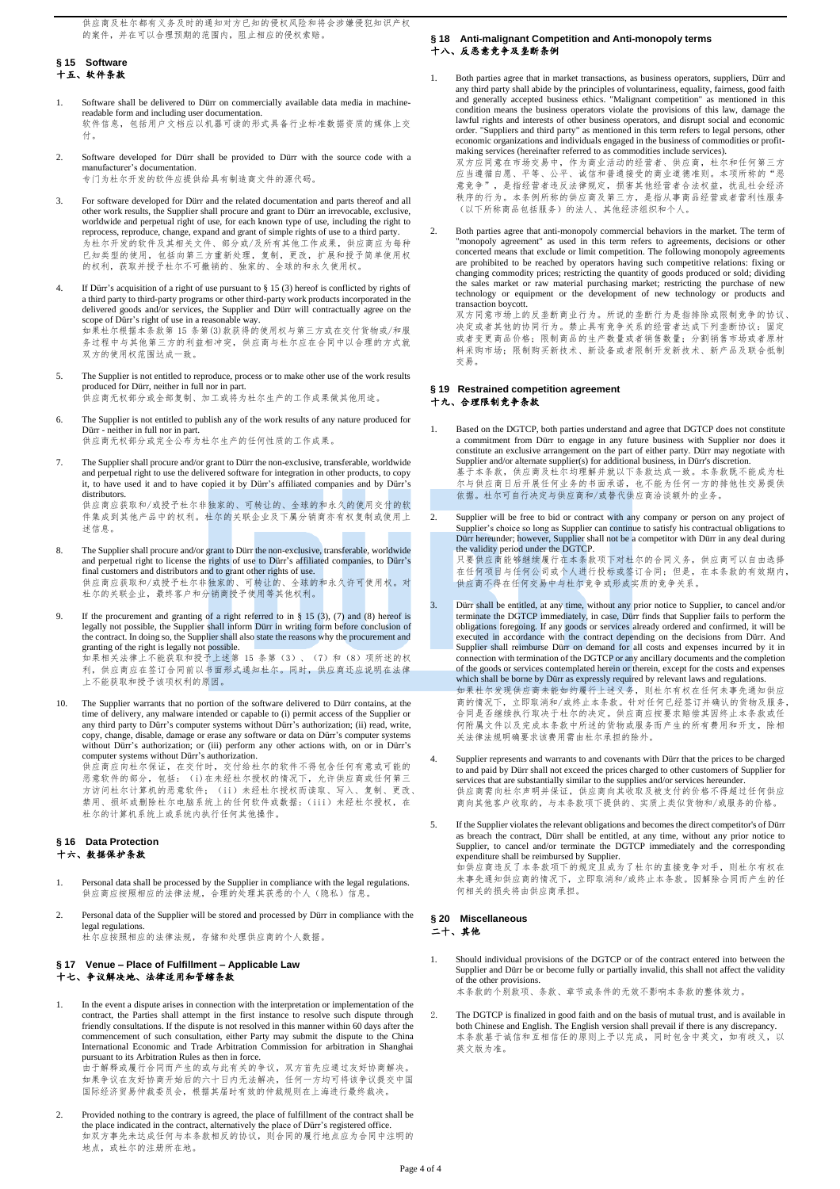供应商及杜尔都有义务及时的通知对方已知的侵权风险和将会涉嫌侵犯知识产权的案件，并在可以合理预期的范围内，阻止相应的侵权索赔。

## § 15 Software
## 十五、软件条款

1. Software shall be delivered to Dürr on commercially available data media in machine-readable form and including user documentation.
软件信息，包括用户文档应以机器可读的形式具备行业标准数据资质的媒体上交付。

2. Software developed for Dürr shall be provided to Dürr with the source code with a manufacturer's documentation.
专门为杜尔开发的软件应提供给具有制造商文件的源代码。

3. For software developed for Dürr and the related documentation and parts thereof and all other work results, the Supplier shall procure and grant to Dürr an irrevocable, exclusive, worldwide and perpetual right of use, for each known type of use, including the right to reprocess, reproduce, change, expand and grant of simple rights of use to a third party.
为杜尔开发的软件及其相关文件、部分或/及所有其他工作成果，供应商应为每种已知类型的使用，包括向第三方重新处理，复制，更改，扩展和授予简单使用权的权利，获取并授予杜尔不可撤销的、独家的、全球的和永久使用权。

4. If Dürr's acquisition of a right of use pursuant to § 15 (3) hereof is conflicted by rights of a third party to third-party programs or other third-party work products incorporated in the delivered goods and/or services, the Supplier and Dürr will contractually agree on the scope of Dürr's right of use in a reasonable way.
如果杜尔根据本条款第 15 条第(3)款获得的使用权与第三方或在交付货物或/和服务过程中与其他第三方的利益相冲突，供应商与杜尔应在合同中以合理的方式就双方的使用权范围达成一致。

5. The Supplier is not entitled to reproduce, process or to make other use of the work results produced for Dürr, neither in full nor in part.
供应商无权部分或全部复制、加工或将为杜尔生产的工作成果做其他用途。

6. The Supplier is not entitled to publish any of the work results of any nature produced for Dürr - neither in full nor in part.
供应商无权部分或完全公布为杜尔生产的任何性质的工作成果。

7. The Supplier shall procure and/or grant to Dürr the non-exclusive, transferable, worldwide and perpetual right to use the delivered software for integration in other products, to copy it, to have used it and to have copied it by Dürr's affiliated companies and by Dürr's distributors.
供应商应获取和/或授予杜尔非独家的、可转让的、全球的和永久的使用交付的软件集成到其他产品中的权利。杜尔的关联企业及下属分销商亦有权复制或使用上述信息。

8. The Supplier shall procure and/or grant to Dürr the non-exclusive, transferable, worldwide and perpetual right to license the rights of use to Dürr's affiliated companies, to Dürr's final customers and distributors and to grant other rights of use.
供应商应获取和/或授予杜尔非独家的、可转让的、全球的和永久许可使用权。对杜尔的关联企业，最终客户和分销商授予使用等其他权利。

9. If the procurement and granting of a right referred to in § 15 (3), (7) and (8) hereof is legally not possible, the Supplier shall inform Dürr in writing form before conclusion of the contract. In doing so, the Supplier shall also state the reasons why the procurement and granting of the right is legally not possible.
如果相关法律上不能获取和授予上述第 15 条第（3）、（7）和（8）项所述的权利，供应商应在签订合同前以书面形式通知杜尔。同时，供应商还应说明在法律上不能获取和授予该项权利的原因。

10. The Supplier warrants that no portion of the software delivered to Dürr contains, at the time of delivery, any malware intended or capable to (i) permit access of the Supplier or any third party to Dürr's computer systems without Dürr's authorization; (ii) read, write, copy, change, disable, damage or erase any software or data on Dürr's computer systems without Dürr's authorization; or (iii) perform any other actions with, on or in Dürr's computer systems without Dürr's authorization.
供应商应向杜尔保证，在交付时，交付给杜尔的软件不得包含任何有意或可能的恶意软件的部分，包括：（i）在未经杜尔授权的情况下，允许供应商或任何第三方访问杜尔计算机的恶意软件；（ii）未经杜尔授权而读取、写入、复制、更改、禁用、损坏或删除杜尔电脑系统上的任何软件或数据；（iii）未经杜尔授权，在杜尔的计算机系统上或系统内执行任何其他操作。

## § 16 Data Protection
## 十六、数据保护条款

1. Personal data shall be processed by the Supplier in compliance with the legal regulations.
供应商应按照相应的法律法规，合理的处理其获悉的个人（隐私）信息。

2. Personal data of the Supplier will be stored and processed by Dürr in compliance with the legal regulations.
杜尔应按照相应的法律法规，存储和处理供应商的个人数据。

## § 17 Venue – Place of Fulfillment – Applicable Law
## 十七、争议解决地、法律适用和管辖条款

1. In the event a dispute arises in connection with the interpretation or implementation of the contract, the Parties shall attempt in the first instance to resolve such dispute through friendly consultations. If the dispute is not resolved in this manner within 60 days after the commencement of such consultation, either Party may submit the dispute to the China International Economic and Trade Arbitration Commission for arbitration in Shanghai pursuant to its Arbitration Rules as then in force.
由于解释或履行合同而产生的或与此有关的争议，双方首先应通过友好协商解决。如果争议在友好协商开始后的六十日内无法解决，任何一方均可将该争议提交中国国际经济贸易仲裁委员会，根据其届时有效的仲裁规则在上海进行最终裁决。

2. Provided nothing to the contrary is agreed, the place of fulfillment of the contract shall be the place indicated in the contract, alternatively the place of Dürr's registered office.
如双方事先未达成任何与本条款相反的协议，则合同的履行地点应为合同中注明的地点，或杜尔的注册所在地。

## § 18 Anti-malignant Competition and Anti-monopoly terms
## 十八、反恶意竞争及垄断条例

1. Both parties agree that in market transactions, as business operators, suppliers, Dürr and any third party shall abide by the principles of voluntariness, equality, fairness, good faith and generally accepted business ethics. "Malignant competition" as mentioned in this condition means the business operators violate the provisions of this law, damage the lawful rights and interests of other business operators, and disrupt social and economic order. "Suppliers and third party" as mentioned in this term refers to legal persons, other economic organizations and individuals engaged in the business of commodities or profit-making services (hereinafter referred to as commodities include services).
双方应同意在市场交易中，作为商业活动的经营者、供应商，杜尔和任何第三方应当遵循自愿、平等、公平、诚信和普遍接受的商业道德准则。本项所称的"恶意竞争"，是指经营者违反法律规定，损害其他经营者合法权益，扰乱社会经济秩序的行为。本条例所称的供应商及第三方，是指从事商品经营或者营利性服务（以下所称商品包括服务）的法人、其他经济组织和个人。

2. Both parties agree that anti-monopoly commercial behaviors in the market. The term of "monopoly agreement" as used in this term refers to agreements, decisions or other concerted means that exclude or limit competition. The following monopoly agreements are prohibited to be reached by operators having such competitive relations: fixing or changing commodity prices; restricting the quantity of goods produced or sold; dividing the sales market or raw material purchasing market; restricting the purchase of new technology or equipment or the development of new technology or products and transaction boycott.
双方同意市场上的反垄断商业行为。所说的垄断行为是指排除或限制竞争的协议、决定或者其他的协同行为。禁止具有竞争关系的经营者达成下列垄断协议：固定或者变更商品价格；限制商品的生产数量或者销售数量；分割销售市场或者原材料采购市场；限制购买新技术、新设备或者限制开发新技术、新产品及联合抵制交易。

## § 19 Restrained competition agreement
## 十九、合理限制竞争条款

1. Based on the DGTCP, both parties understand and agree that DGTCP does not constitute a commitment from Dürr to engage in any future business with Supplier nor does it constitute an exclusive arrangement on the part of either party. Dürr may negotiate with Supplier and/or alternate supplier(s) for additional business, in Dürr's discretion.
基于本条款，供应商及杜尔均理解并就以下条款达成一致。本条款既不能成为杜尔与供应商日后开展任何业务的书面承诺，也不能为任何一方的排他性交易提供依据。杜尔可自行决定与供应商和/或替代供应商洽谈额外的业务。

2. Supplier will be free to bid or contract with any company or person on any project of Supplier's choice so long as Supplier can continue to satisfy his contractual obligations to Dürr hereunder; however, Supplier shall not be a competitor with Dürr in any deal during the validity period under the DGTCP.
只要供应商能够继续履行在本条款项下对杜尔的合同义务，供应商可以自由选择在任何项目与任何公司或个人进行投标或签订合同；但是，在本条款的有效期内，供应商不得在任何交易中与杜尔竞争或形成实质的竞争关系。

3. Dürr shall be entitled, at any time, without any prior notice to Supplier, to cancel and/or terminate the DGTCP immediately, in case, Dürr finds that Supplier fails to perform the obligations foregoing. If any goods or services already ordered and confirmed, it will be executed in accordance with the contract depending on the decisions from Dürr. And Supplier shall reimburse Dürr on demand for all costs and expenses incurred by it in connection with termination of the DGTCP or any ancillary documents and the completion of the goods or services contemplated herein or therein, except for the costs and expenses which shall be borne by Dürr as expressly required by relevant laws and regulations.
如果杜尔发现供应商未能如约履行上述义务，则杜尔有权在未事先通知供应商的情况下，立即取消和/或终止本条款。针对任何已经签订并确认的货物及服务，合同是否继续执行取决于杜尔的决定。供应商应按要求赔偿其因终止本条款或任何附属文件以及完成本条款中所述的货物或服务而产生的所有费用和开支，除相关法律法规明确要求该费用需由杜尔承担的除外。

4. Supplier represents and warrants to and covenants with Dürr that the prices to be charged to and paid by Dürr shall not exceed the prices charged to other customers of Supplier for services that are substantially similar to the supplies and/or services hereunder.
供应商需向杜尔声明并保证，供应商向其收取及被支付的价格不得超过任何供应商向其他客户收取的，与本条款项下提供的、实质上类似货物和/或服务的价格。

5. If the Supplier violates the relevant obligations and becomes the direct competitor's of Dürr as breach the contract, Dürr shall be entitled, at any time, without any prior notice to Supplier, to cancel and/or terminate the DGTCP immediately and the corresponding expenditure shall be reimbursed by Supplier.
如供应商违反了本条款项下的规定且成为了杜尔的直接竞争对手，则杜尔有权在未事先通知供应商的情况下，立即取消和/或终止本条款。因解除合同而产生的任何相关的损失将由供应商承担。

## § 20 Miscellaneous
## 二十、其他

1. Should individual provisions of the DGTCP or of the contract entered into between the Supplier and Dürr be or become fully or partially invalid, this shall not affect the validity of the other provisions.
本条款的个别款项、条款、章节或条件的无效不影响本条款的整体效力。

2. The DGTCP is finalized in good faith and on the basis of mutual trust, and is available in both Chinese and English. The English version shall prevail if there is any discrepancy.
本条款基于诚信和互相信任的原则上予以完成，同时包含中英文，如有歧义，以英文版为准。